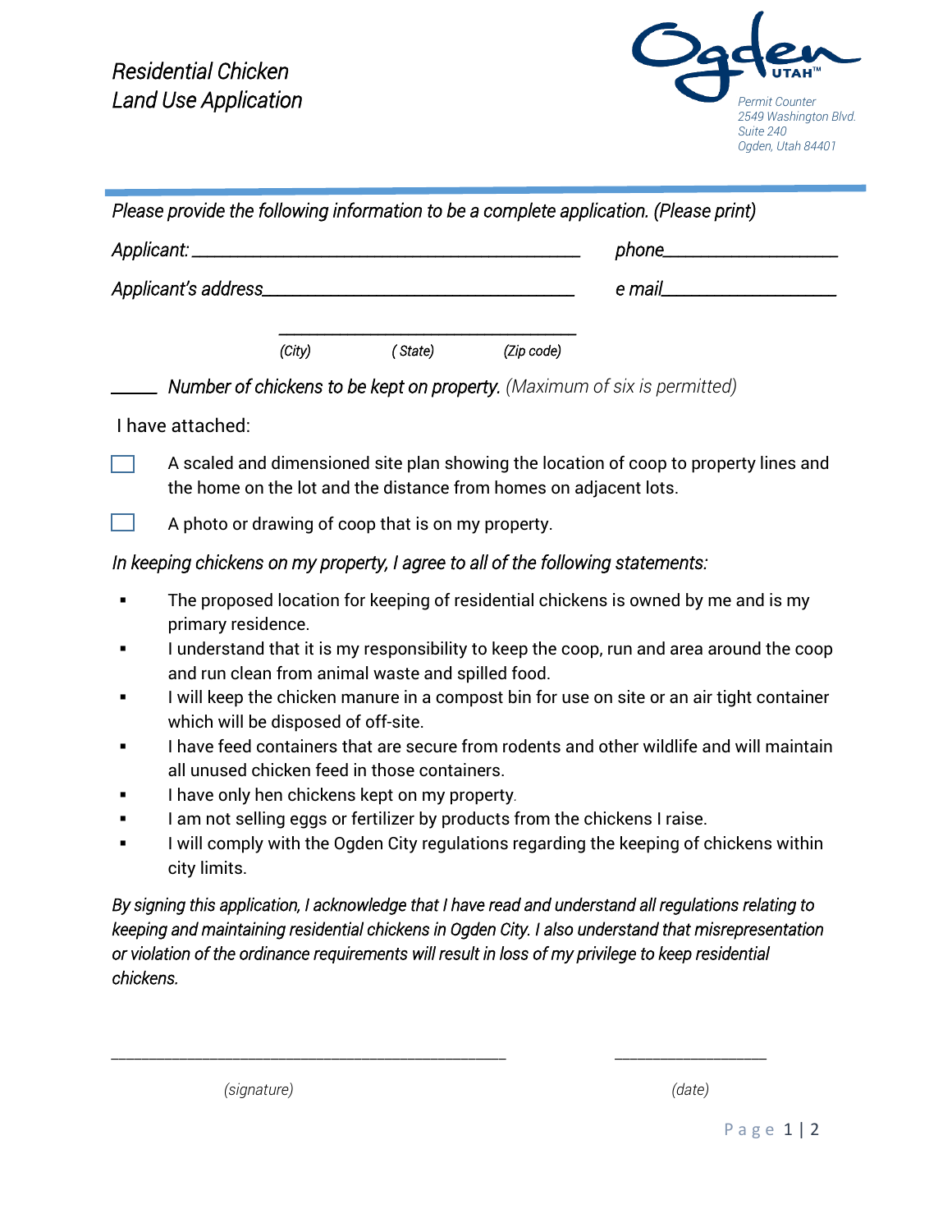# *Residential Chicken Land Use Application*

Permit Counter
2549 Washington Blvd.
Suite 240
Ogden, Utah 84401

*Please provide the following information to be a complete application. (Please print)*

*Applicant:* ______________________________ *phone*____________________

*Applicant's address*______________________________ *e mail*____________________

______________________________
*(City)* *( State)* *(Zip code)*

_____ *Number of chickens to be kept on property. (Maximum of six is permitted)*

I have attached:

- ☐ A scaled and dimensioned site plan showing the location of coop to property lines and the home on the lot and the distance from homes on adjacent lots.
- ☐ A photo or drawing of coop that is on my property.

*In keeping chickens on my property, I agree to all of the following statements:*

- The proposed location for keeping of residential chickens is owned by me and is my primary residence.
- I understand that it is my responsibility to keep the coop, run and area around the coop and run clean from animal waste and spilled food.
- I will keep the chicken manure in a compost bin for use on site or an air tight container which will be disposed of off-site.
- I have feed containers that are secure from rodents and other wildlife and will maintain all unused chicken feed in those containers.
- I have only hen chickens kept on my property.
- I am not selling eggs or fertilizer by products from the chickens I raise.
- I will comply with the Ogden City regulations regarding the keeping of chickens within city limits.

*By signing this application, I acknowledge that I have read and understand all regulations relating to keeping and maintaining residential chickens in Ogden City. I also understand that misrepresentation or violation of the ordinance requirements will result in loss of my privilege to keep residential chickens.*

______________________________ ____________________
*(signature)* *(date)*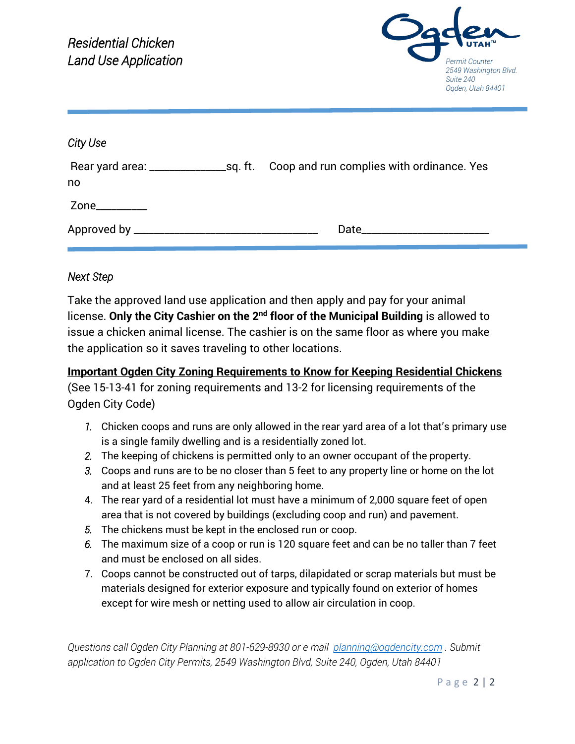# Residential Chicken Land Use Application

Permit Counter
2549 Washington Blvd.
Suite 240
Ogden, Utah 84401

---

*City Use*

Rear yard area: _____________sq. ft.   Coop and run complies with ordinance. Yes no

Zone_________

Approved by _________________________________   Date______________________

---

*Next Step*

Take the approved land use application and then apply and pay for your animal license. **Only the City Cashier on the 2nd floor of the Municipal Building** is allowed to issue a chicken animal license. The cashier is on the same floor as where you make the application so it saves traveling to other locations.

**Important Ogden City Zoning Requirements to Know for Keeping Residential Chickens**
(See 15-13-41 for zoning requirements and 13-2 for licensing requirements of the Ogden City Code)

1. Chicken coops and runs are only allowed in the rear yard area of a lot that's primary use is a single family dwelling and is a residentially zoned lot.
2. The keeping of chickens is permitted only to an owner occupant of the property.
3. Coops and runs are to be no closer than 5 feet to any property line or home on the lot and at least 25 feet from any neighboring home.
4. The rear yard of a residential lot must have a minimum of 2,000 square feet of open area that is not covered by buildings (excluding coop and run) and pavement.
5. The chickens must be kept in the enclosed run or coop.
6. The maximum size of a coop or run is 120 square feet and can be no taller than 7 feet and must be enclosed on all sides.
7. Coops cannot be constructed out of tarps, dilapidated or scrap materials but must be materials designed for exterior exposure and typically found on exterior of homes except for wire mesh or netting used to allow air circulation in coop.

*Questions call Ogden City Planning at 801-629-8930 or e mail planning@ogdencity.com . Submit application to Ogden City Permits, 2549 Washington Blvd, Suite 240, Ogden, Utah 84401*